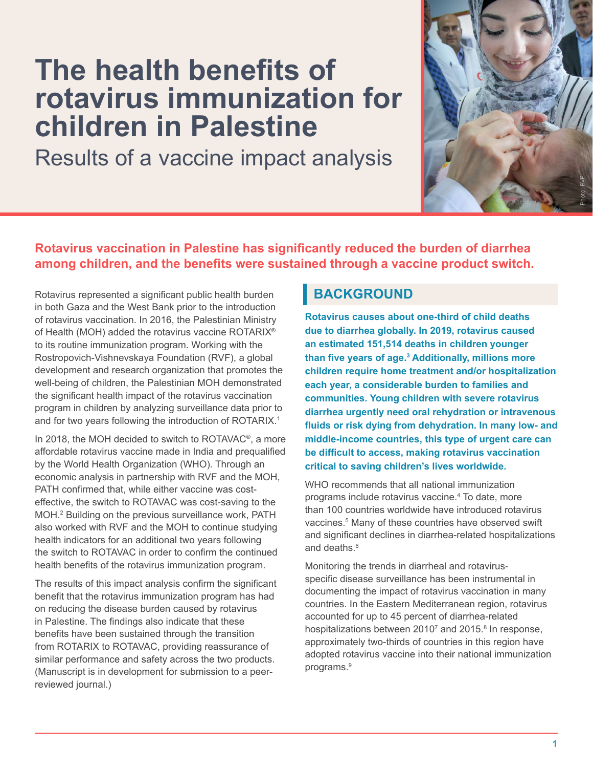# The health benefits of rotavirus immunization for children in Palestine

## Results of a vaccine impact analysis

**Rotavirus vaccination in Palestine has significantly reduced the burden of diarrhea among children, and the benefits were sustained through a vaccine product switch.**

Rotavirus represented a significant public health burden in both Gaza and the West Bank prior to the introduction of rotavirus vaccination. In 2016, the Palestinian Ministry of Health (MOH) added the rotavirus vaccine ROTARIX® to its routine immunization program. Working with the Rostropovich-Vishnevskaya Foundation (RVF), a global development and research organization that promotes the well-being of children, the Palestinian MOH demonstrated the significant health impact of the rotavirus vaccination program in children by analyzing surveillance data prior to and for two years following the introduction of ROTARIX.[1]

In 2018, the MOH decided to switch to ROTAVAC®, a more affordable rotavirus vaccine made in India and prequalified by the World Health Organization (WHO). Through an economic analysis in partnership with RVF and the MOH, PATH confirmed that, while either vaccine was cost-effective, the switch to ROTAVAC was cost-saving to the MOH.[2] Building on the previous surveillance work, PATH also worked with RVF and the MOH to continue studying health indicators for an additional two years following the switch to ROTAVAC in order to confirm the continued health benefits of the rotavirus immunization program.

The results of this impact analysis confirm the significant benefit that the rotavirus immunization program has had on reducing the disease burden caused by rotavirus in Palestine. The findings also indicate that these benefits have been sustained through the transition from ROTARIX to ROTAVAC, providing reassurance of similar performance and safety across the two products. (Manuscript is in development for submission to a peer-reviewed journal.)

## BACKGROUND

**Rotavirus causes about one-third of child deaths due to diarrhea globally. In 2019, rotavirus caused an estimated 151,514 deaths in children younger than five years of age.[3] Additionally, millions more children require home treatment and/or hospitalization each year, a considerable burden to families and communities. Young children with severe rotavirus diarrhea urgently need oral rehydration or intravenous fluids or risk dying from dehydration. In many low- and middle-income countries, this type of urgent care can be difficult to access, making rotavirus vaccination critical to saving children's lives worldwide.**

WHO recommends that all national immunization programs include rotavirus vaccine.[4] To date, more than 100 countries worldwide have introduced rotavirus vaccines.[5] Many of these countries have observed swift and significant declines in diarrhea-related hospitalizations and deaths.[6]

Monitoring the trends in diarrheal and rotavirus-specific disease surveillance has been instrumental in documenting the impact of rotavirus vaccination in many countries. In the Eastern Mediterranean region, rotavirus accounted for up to 45 percent of diarrhea-related hospitalizations between 2010[7] and 2015.[8] In response, approximately two-thirds of countries in this region have adopted rotavirus vaccine into their national immunization programs.[9]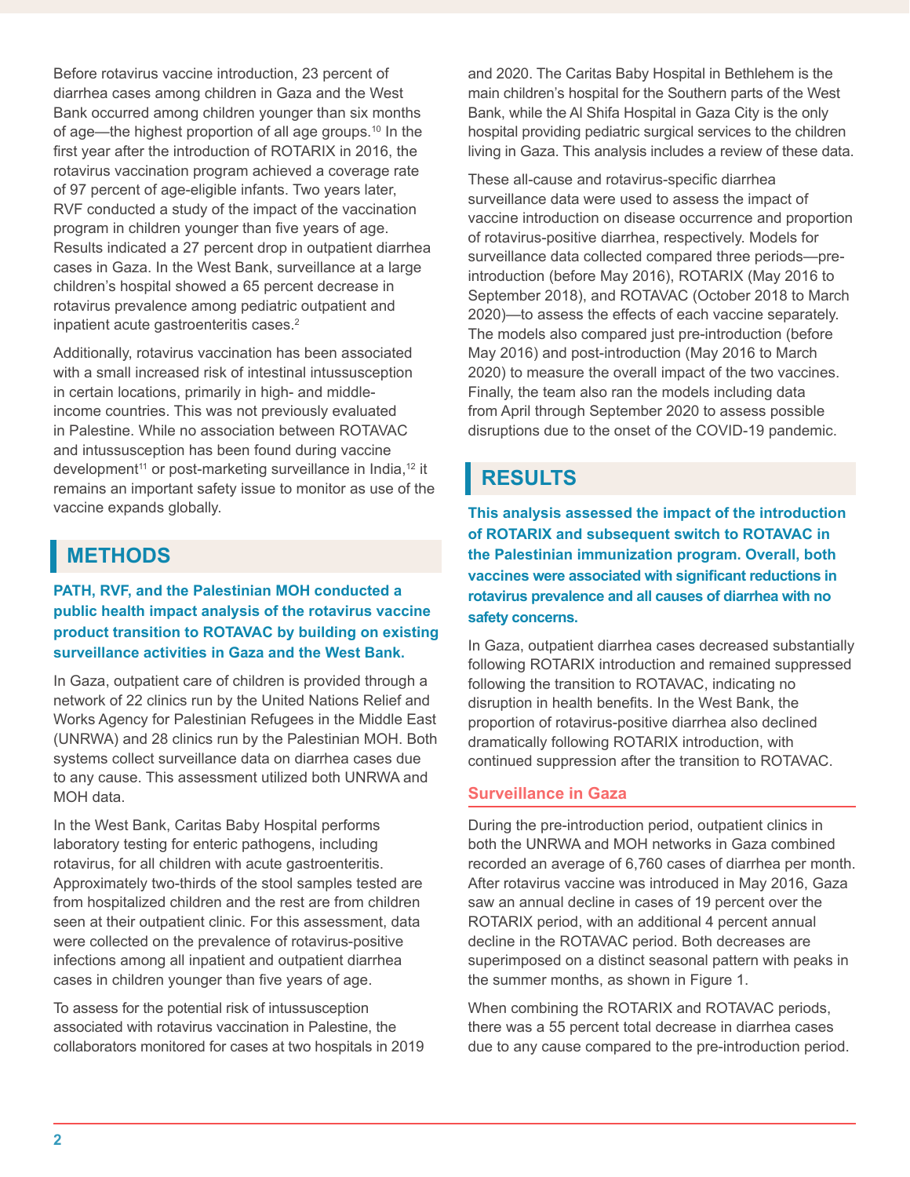Before rotavirus vaccine introduction, 23 percent of diarrhea cases among children in Gaza and the West Bank occurred among children younger than six months of age—the highest proportion of all age groups.[10] In the first year after the introduction of ROTARIX in 2016, the rotavirus vaccination program achieved a coverage rate of 97 percent of age-eligible infants. Two years later, RVF conducted a study of the impact of the vaccination program in children younger than five years of age. Results indicated a 27 percent drop in outpatient diarrhea cases in Gaza. In the West Bank, surveillance at a large children's hospital showed a 65 percent decrease in rotavirus prevalence among pediatric outpatient and inpatient acute gastroenteritis cases.[2]

Additionally, rotavirus vaccination has been associated with a small increased risk of intestinal intussusception in certain locations, primarily in high- and middle-income countries. This was not previously evaluated in Palestine. While no association between ROTAVAC and intussusception has been found during vaccine development[11] or post-marketing surveillance in India,[12] it remains an important safety issue to monitor as use of the vaccine expands globally.

## METHODS

**PATH, RVF, and the Palestinian MOH conducted a public health impact analysis of the rotavirus vaccine product transition to ROTAVAC by building on existing surveillance activities in Gaza and the West Bank.**

In Gaza, outpatient care of children is provided through a network of 22 clinics run by the United Nations Relief and Works Agency for Palestinian Refugees in the Middle East (UNRWA) and 28 clinics run by the Palestinian MOH. Both systems collect surveillance data on diarrhea cases due to any cause. This assessment utilized both UNRWA and MOH data.

In the West Bank, Caritas Baby Hospital performs laboratory testing for enteric pathogens, including rotavirus, for all children with acute gastroenteritis. Approximately two-thirds of the stool samples tested are from hospitalized children and the rest are from children seen at their outpatient clinic. For this assessment, data were collected on the prevalence of rotavirus-positive infections among all inpatient and outpatient diarrhea cases in children younger than five years of age.

To assess for the potential risk of intussusception associated with rotavirus vaccination in Palestine, the collaborators monitored for cases at two hospitals in 2019 and 2020. The Caritas Baby Hospital in Bethlehem is the main children's hospital for the Southern parts of the West Bank, while the Al Shifa Hospital in Gaza City is the only hospital providing pediatric surgical services to the children living in Gaza. This analysis includes a review of these data.

These all-cause and rotavirus-specific diarrhea surveillance data were used to assess the impact of vaccine introduction on disease occurrence and proportion of rotavirus-positive diarrhea, respectively. Models for surveillance data collected compared three periods—pre-introduction (before May 2016), ROTARIX (May 2016 to September 2018), and ROTAVAC (October 2018 to March 2020)—to assess the effects of each vaccine separately. The models also compared just pre-introduction (before May 2016) and post-introduction (May 2016 to March 2020) to measure the overall impact of the two vaccines. Finally, the team also ran the models including data from April through September 2020 to assess possible disruptions due to the onset of the COVID-19 pandemic.

## RESULTS

**This analysis assessed the impact of the introduction of ROTARIX and subsequent switch to ROTAVAC in the Palestinian immunization program. Overall, both vaccines were associated with significant reductions in rotavirus prevalence and all causes of diarrhea with no safety concerns.**

In Gaza, outpatient diarrhea cases decreased substantially following ROTARIX introduction and remained suppressed following the transition to ROTAVAC, indicating no disruption in health benefits. In the West Bank, the proportion of rotavirus-positive diarrhea also declined dramatically following ROTARIX introduction, with continued suppression after the transition to ROTAVAC.

### Surveillance in Gaza

During the pre-introduction period, outpatient clinics in both the UNRWA and MOH networks in Gaza combined recorded an average of 6,760 cases of diarrhea per month. After rotavirus vaccine was introduced in May 2016, Gaza saw an annual decline in cases of 19 percent over the ROTARIX period, with an additional 4 percent annual decline in the ROTAVAC period. Both decreases are superimposed on a distinct seasonal pattern with peaks in the summer months, as shown in Figure 1.

When combining the ROTARIX and ROTAVAC periods, there was a 55 percent total decrease in diarrhea cases due to any cause compared to the pre-introduction period.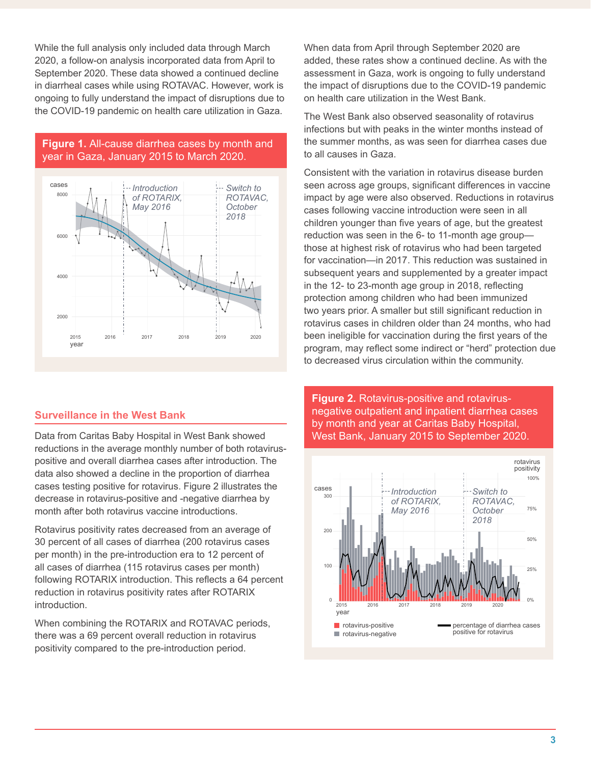While the full analysis only included data through March 2020, a follow-on analysis incorporated data from April to September 2020. These data showed a continued decline in diarrheal cases while using ROTAVAC. However, work is ongoing to fully understand the impact of disruptions due to the COVID-19 pandemic on health care utilization in Gaza.

**Figure 1.** All-cause diarrhea cases by month and year in Gaza, January 2015 to March 2020.

## Surveillance in the West Bank

Data from Caritas Baby Hospital in West Bank showed reductions in the average monthly number of both rotavirus-positive and overall diarrhea cases after introduction. The data also showed a decline in the proportion of diarrhea cases testing positive for rotavirus. Figure 2 illustrates the decrease in rotavirus-positive and -negative diarrhea by month after both rotavirus vaccine introductions.

Rotavirus positivity rates decreased from an average of 30 percent of all cases of diarrhea (200 rotavirus cases per month) in the pre-introduction era to 12 percent of all cases of diarrhea (115 rotavirus cases per month) following ROTARIX introduction. This reflects a 64 percent reduction in rotavirus positivity rates after ROTARIX introduction.

When combining the ROTARIX and ROTAVAC periods, there was a 69 percent overall reduction in rotavirus positivity compared to the pre-introduction period.

When data from April through September 2020 are added, these rates show a continued decline. As with the assessment in Gaza, work is ongoing to fully understand the impact of disruptions due to the COVID-19 pandemic on health care utilization in the West Bank.

The West Bank also observed seasonality of rotavirus infections but with peaks in the winter months instead of the summer months, as was seen for diarrhea cases due to all causes in Gaza.

Consistent with the variation in rotavirus disease burden seen across age groups, significant differences in vaccine impact by age were also observed. Reductions in rotavirus cases following vaccine introduction were seen in all children younger than five years of age, but the greatest reduction was seen in the 6- to 11-month age group—those at highest risk of rotavirus who had been targeted for vaccination—in 2017. This reduction was sustained in subsequent years and supplemented by a greater impact in the 12- to 23-month age group in 2018, reflecting protection among children who had been immunized two years prior. A smaller but still significant reduction in rotavirus cases in children older than 24 months, who had been ineligible for vaccination during the first years of the program, may reflect some indirect or "herd" protection due to decreased virus circulation within the community.

**Figure 2.** Rotavirus-positive and rotavirus-negative outpatient and inpatient diarrhea cases by month and year at Caritas Baby Hospital, West Bank, January 2015 to September 2020.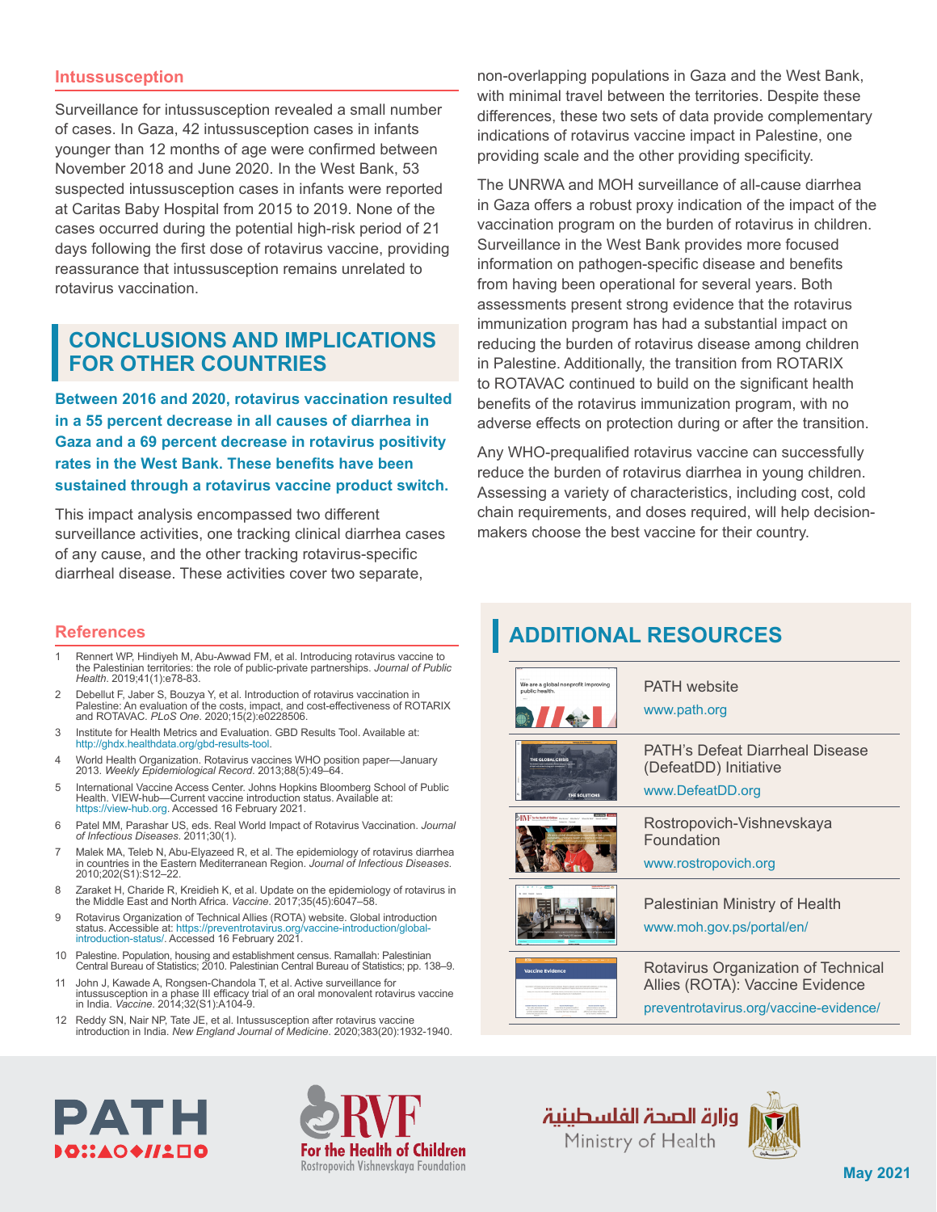## Intussusception

Surveillance for intussusception revealed a small number of cases. In Gaza, 42 intussusception cases in infants younger than 12 months of age were confirmed between November 2018 and June 2020. In the West Bank, 53 suspected intussusception cases in infants were reported at Caritas Baby Hospital from 2015 to 2019. None of the cases occurred during the potential high-risk period of 21 days following the first dose of rotavirus vaccine, providing reassurance that intussusception remains unrelated to rotavirus vaccination.

## CONCLUSIONS AND IMPLICATIONS FOR OTHER COUNTRIES

**Between 2016 and 2020, rotavirus vaccination resulted in a 55 percent decrease in all causes of diarrhea in Gaza and a 69 percent decrease in rotavirus positivity rates in the West Bank. These benefits have been sustained through a rotavirus vaccine product switch.**

This impact analysis encompassed two different surveillance activities, one tracking clinical diarrhea cases of any cause, and the other tracking rotavirus-specific diarrheal disease. These activities cover two separate, non-overlapping populations in Gaza and the West Bank, with minimal travel between the territories. Despite these differences, these two sets of data provide complementary indications of rotavirus vaccine impact in Palestine, one providing scale and the other providing specificity.

The UNRWA and MOH surveillance of all-cause diarrhea in Gaza offers a robust proxy indication of the impact of the vaccination program on the burden of rotavirus in children. Surveillance in the West Bank provides more focused information on pathogen-specific disease and benefits from having been operational for several years. Both assessments present strong evidence that the rotavirus immunization program has had a substantial impact on reducing the burden of rotavirus disease among children in Palestine. Additionally, the transition from ROTARIX to ROTAVAC continued to build on the significant health benefits of the rotavirus immunization program, with no adverse effects on protection during or after the transition.

Any WHO-prequalified rotavirus vaccine can successfully reduce the burden of rotavirus diarrhea in young children. Assessing a variety of characteristics, including cost, cold chain requirements, and doses required, will help decision-makers choose the best vaccine for their country.

## References

1. Rennert WP, Hindiyeh M, Abu-Awwad FM, et al. Introducing rotavirus vaccine to the Palestinian territories: the role of public-private partnerships. *Journal of Public Health*. 2019;41(1):e78-83.
2. Debellut F, Jaber S, Bouzya Y, et al. Introduction of rotavirus vaccination in Palestine: An evaluation of the costs, impact, and cost-effectiveness of ROTARIX and ROTAVAC. *PLoS One*. 2020;15(2):e0228506.
3. Institute for Health Metrics and Evaluation. GBD Results Tool. Available at: http://ghdx.healthdata.org/gbd-results-tool.
4. World Health Organization. Rotavirus vaccines WHO position paper—January 2013. *Weekly Epidemiological Record*. 2013;88(5):49–64.
5. International Vaccine Access Center. Johns Hopkins Bloomberg School of Public Health. VIEW-hub—Current vaccine introduction status. Available at: https://view-hub.org. Accessed 16 February 2021.
6. Patel MM, Parashar US, eds. Real World Impact of Rotavirus Vaccination. *Journal of Infectious Diseases*. 2011;30(1).
7. Malek MA, Teleb N, Abu-Elyazeed R, et al. The epidemiology of rotavirus diarrhea in countries in the Eastern Mediterranean Region. *Journal of Infectious Diseases*. 2010;202(S1):S12–22.
8. Zaraket H, Charide R, Kreidieh K, et al. Update on the epidemiology of rotavirus in the Middle East and North Africa. *Vaccine*. 2017;35(45):6047–58.
9. Rotavirus Organization of Technical Allies (ROTA) website. Global introduction status. Accessible at: https://preventrotavirus.org/vaccine-introduction/global-introduction-status/. Accessed 16 February 2021.
10. Palestine. Population, housing and establishment census. Ramallah: Palestinian Central Bureau of Statistics; 2010. Palestinian Central Bureau of Statistics; pp. 138–9.
11. John J, Kawade A, Rongsen-Chandola T, et al. Active surveillance for intussusception in a phase III efficacy trial of an oral monovalent rotavirus vaccine in India. *Vaccine*. 2014;32(S1):A104-9.
12. Reddy SN, Nair NP, Tate JE, et al. Intussusception after rotavirus vaccine introduction in India. *New England Journal of Medicine*. 2020;383(20):1932-1940.

## ADDITIONAL RESOURCES

PATH website
www.path.org

PATH's Defeat Diarrheal Disease (DefeatDD) Initiative
www.DefeatDD.org

Rostropovich-Vishnevskaya Foundation
www.rostropovich.org

Palestinian Ministry of Health
www.moh.gov.ps/portal/en/

Rotavirus Organization of Technical Allies (ROTA): Vaccine Evidence
preventrotavirus.org/vaccine-evidence/

PATH

RVF For the Health of Children
Rostropovich Vishnevskaya Foundation

وزارة الصحة الفلسطينية
Ministry of Health

May 2021